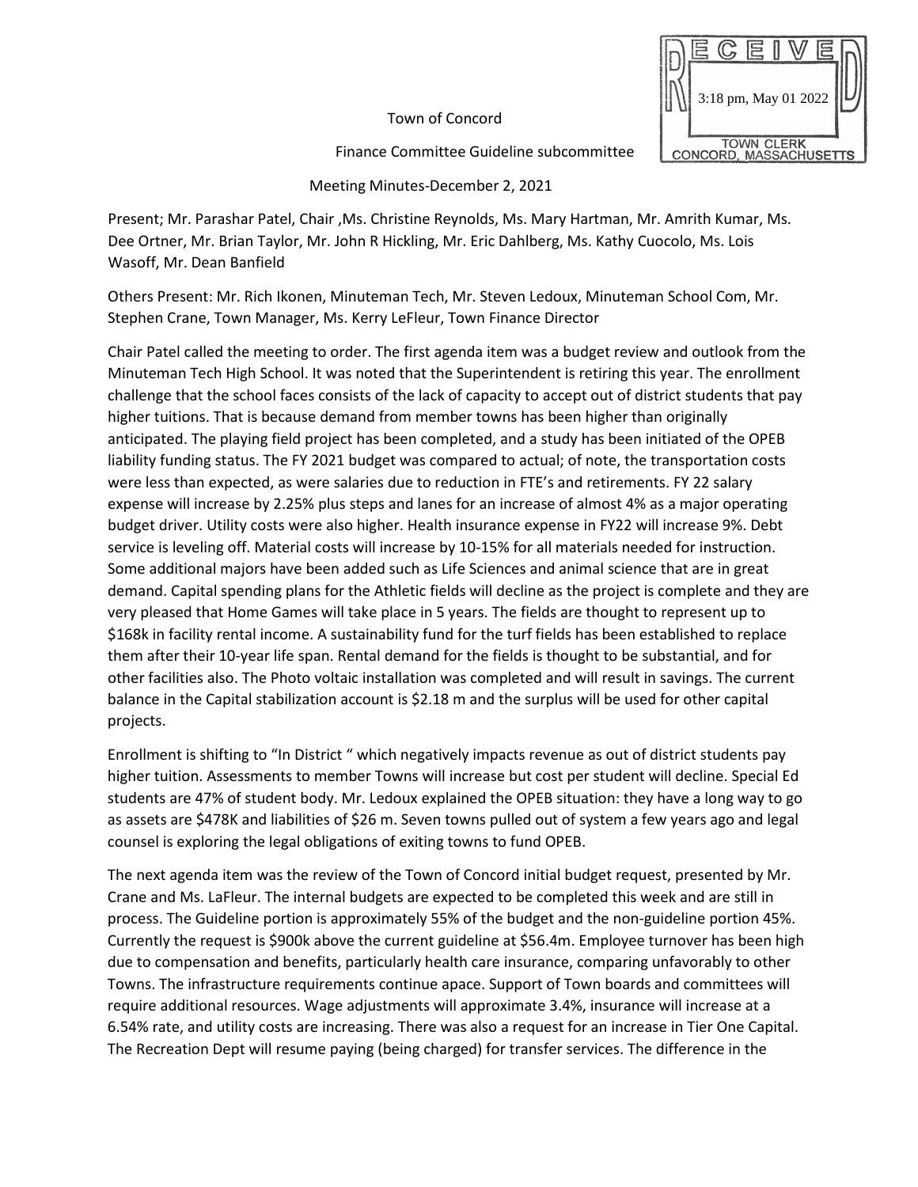RECEIVED
3:18 pm, May 01 2022
TOWN CLERK
CONCORD, MASSACHUSETTS

Town of Concord

Finance Committee Guideline subcommittee

Meeting Minutes-December 2, 2021

Present; Mr. Parashar Patel, Chair ,Ms. Christine Reynolds, Ms. Mary Hartman, Mr. Amrith Kumar, Ms. Dee Ortner, Mr. Brian Taylor, Mr. John R Hickling, Mr. Eric Dahlberg, Ms. Kathy Cuocolo, Ms. Lois Wasoff, Mr. Dean Banfield

Others Present: Mr. Rich Ikonen, Minuteman Tech, Mr. Steven Ledoux, Minuteman School Com, Mr. Stephen Crane, Town Manager, Ms. Kerry LeFleur, Town Finance Director

Chair Patel called the meeting to order. The first agenda item was a budget review and outlook from the Minuteman Tech High School. It was noted that the Superintendent is retiring this year. The enrollment challenge that the school faces consists of the lack of capacity to accept out of district students that pay higher tuitions. That is because demand from member towns has been higher than originally anticipated. The playing field project has been completed, and a study has been initiated of the OPEB liability funding status. The FY 2021 budget was compared to actual; of note, the transportation costs were less than expected, as were salaries due to reduction in FTE's and retirements. FY 22 salary expense will increase by 2.25% plus steps and lanes for an increase of almost 4% as a major operating budget driver. Utility costs were also higher. Health insurance expense in FY22 will increase 9%. Debt service is leveling off. Material costs will increase by 10-15% for all materials needed for instruction. Some additional majors have been added such as Life Sciences and animal science that are in great demand. Capital spending plans for the Athletic fields will decline as the project is complete and they are very pleased that Home Games will take place in 5 years. The fields are thought to represent up to $168k in facility rental income. A sustainability fund for the turf fields has been established to replace them after their 10-year life span. Rental demand for the fields is thought to be substantial, and for other facilities also. The Photo voltaic installation was completed and will result in savings. The current balance in the Capital stabilization account is $2.18 m and the surplus will be used for other capital projects.

Enrollment is shifting to "In District " which negatively impacts revenue as out of district students pay higher tuition. Assessments to member Towns will increase but cost per student will decline. Special Ed students are 47% of student body. Mr. Ledoux explained the OPEB situation: they have a long way to go as assets are $478K and liabilities of $26 m. Seven towns pulled out of system a few years ago and legal counsel is exploring the legal obligations of exiting towns to fund OPEB.

The next agenda item was the review of the Town of Concord initial budget request, presented by Mr. Crane and Ms. LaFleur. The internal budgets are expected to be completed this week and are still in process. The Guideline portion is approximately 55% of the budget and the non-guideline portion 45%. Currently the request is $900k above the current guideline at $56.4m. Employee turnover has been high due to compensation and benefits, particularly health care insurance, comparing unfavorably to other Towns. The infrastructure requirements continue apace. Support of Town boards and committees will require additional resources. Wage adjustments will approximate 3.4%, insurance will increase at a 6.54% rate, and utility costs are increasing. There was also a request for an increase in Tier One Capital. The Recreation Dept will resume paying (being charged) for transfer services. The difference in the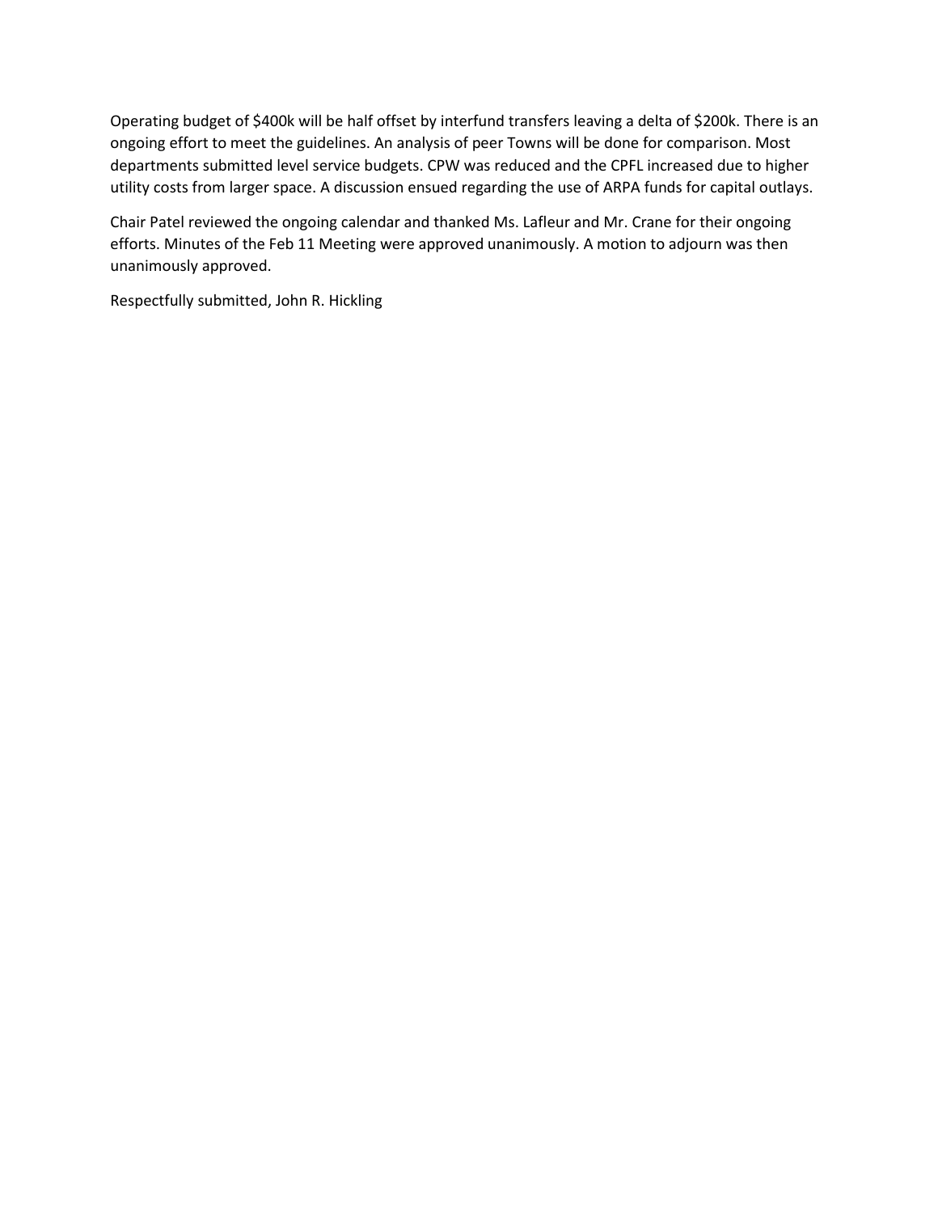Operating budget of $400k will be half offset by interfund transfers leaving a delta of $200k. There is an ongoing effort to meet the guidelines. An analysis of peer Towns will be done for comparison. Most departments submitted level service budgets. CPW was reduced and the CPFL increased due to higher utility costs from larger space. A discussion ensued regarding the use of ARPA funds for capital outlays.

Chair Patel reviewed the ongoing calendar and thanked Ms. Lafleur and Mr. Crane for their ongoing efforts. Minutes of the Feb 11 Meeting were approved unanimously. A motion to adjourn was then unanimously approved.

Respectfully submitted, John R. Hickling